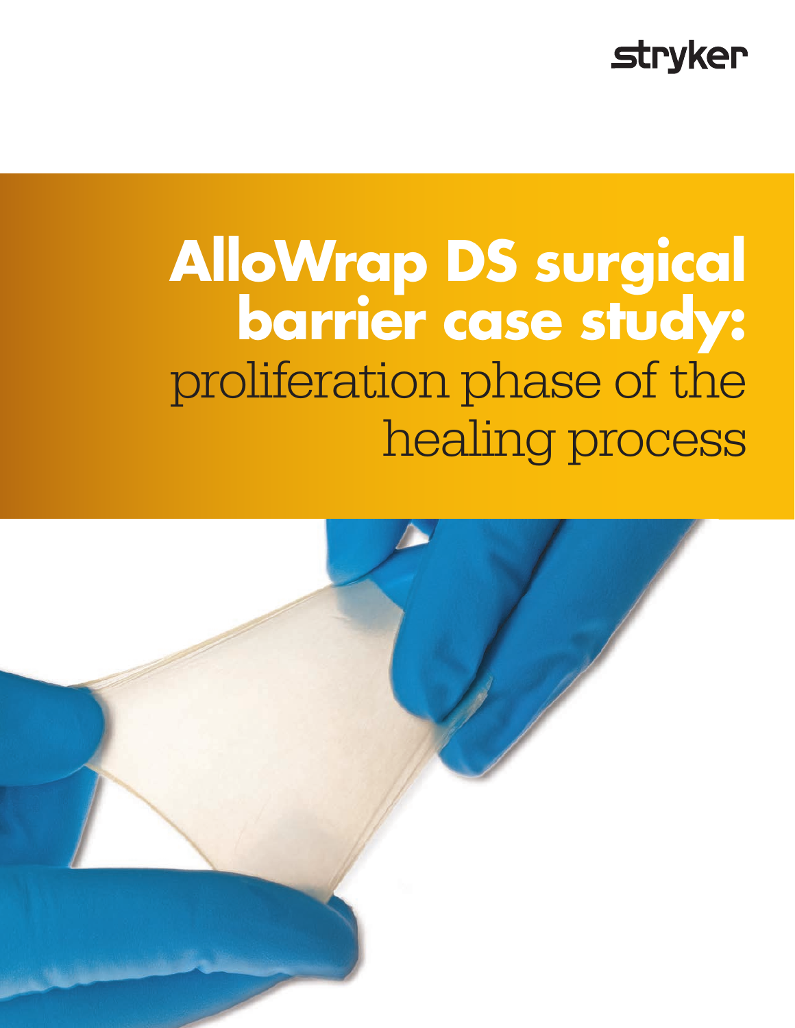stryker

# AlloWrap DS surgical barrier case study: proliferation phase of the healing process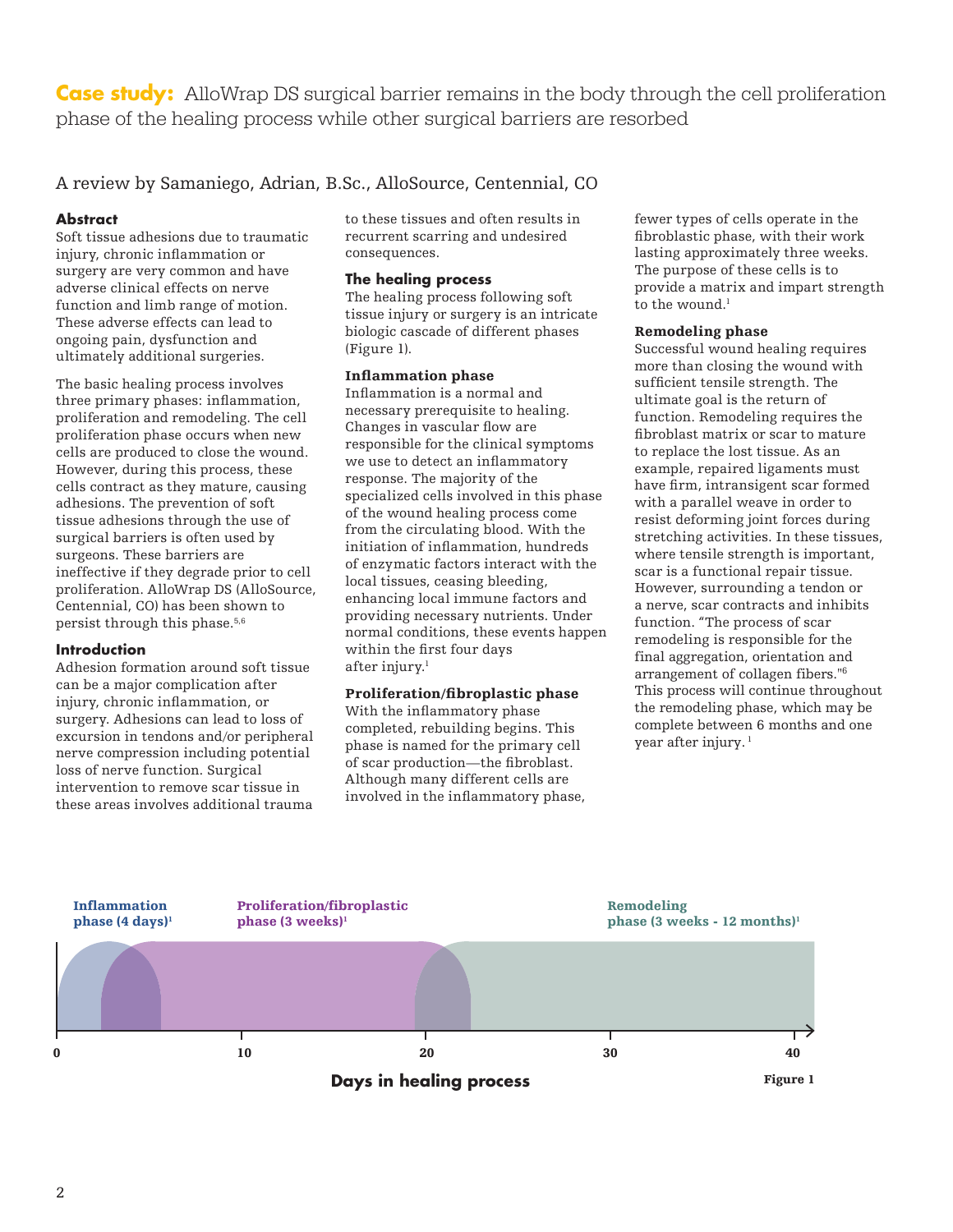## **Case study:** AlloWrap DS surgical barrier remains in the body through the cell proliferation phase of the healing process while other surgical barriers are resorbed

A review by Samaniego, Adrian, B.Sc., AlloSource, Centennial, CO

### Abstract

Soft tissue adhesions due to traumatic injury, chronic inflammation or surgery are very common and have adverse clinical effects on nerve function and limb range of motion. These adverse effects can lead to ongoing pain, dysfunction and ultimately additional surgeries.

The basic healing process involves three primary phases: inflammation, proliferation and remodeling. The cell proliferation phase occurs when new cells are produced to close the wound. However, during this process, these cells contract as they mature, causing adhesions. The prevention of soft tissue adhesions through the use of surgical barriers is often used by surgeons. These barriers are ineffective if they degrade prior to cell proliferation. AlloWrap DS (AlloSource, Centennial, CO) has been shown to persist through this phase.[5,6]

### Introduction

Adhesion formation around soft tissue can be a major complication after injury, chronic inflammation, or surgery. Adhesions can lead to loss of excursion in tendons and/or peripheral nerve compression including potential loss of nerve function. Surgical intervention to remove scar tissue in these areas involves additional trauma to these tissues and often results in recurrent scarring and undesired consequences.

### The healing process

The healing process following soft tissue injury or surgery is an intricate biologic cascade of different phases (Figure 1).

#### Inflammation phase

Inflammation is a normal and necessary prerequisite to healing. Changes in vascular flow are responsible for the clinical symptoms we use to detect an inflammatory response. The majority of the specialized cells involved in this phase of the wound healing process come from the circulating blood. With the initiation of inflammation, hundreds of enzymatic factors interact with the local tissues, ceasing bleeding, enhancing local immune factors and providing necessary nutrients. Under normal conditions, these events happen within the first four days after injury.[1]

#### Proliferation/fibroplastic phase

With the inflammatory phase completed, rebuilding begins. This phase is named for the primary cell of scar production—the fibroblast. Although many different cells are involved in the inflammatory phase, fewer types of cells operate in the fibroblastic phase, with their work lasting approximately three weeks. The purpose of these cells is to provide a matrix and impart strength to the wound.[1]

#### Remodeling phase

Successful wound healing requires more than closing the wound with sufficient tensile strength. The ultimate goal is the return of function. Remodeling requires the fibroblast matrix or scar to mature to replace the lost tissue. As an example, repaired ligaments must have firm, intransigent scar formed with a parallel weave in order to resist deforming joint forces during stretching activities. In these tissues, where tensile strength is important, scar is a functional repair tissue. However, surrounding a tendon or a nerve, scar contracts and inhibits function. "The process of scar remodeling is responsible for the final aggregation, orientation and arrangement of collagen fibers."[6] This process will continue throughout the remodeling phase, which may be complete between 6 months and one year after injury.[1]

**Inflammation phase (4 days)**[1] — **Proliferation/fibroplastic phase (3 weeks)**[1] — **Remodeling phase (3 weeks - 12 months)**[1]

0 — 10 — 20 — 30 — 40

**Days in healing process**

**Figure 1**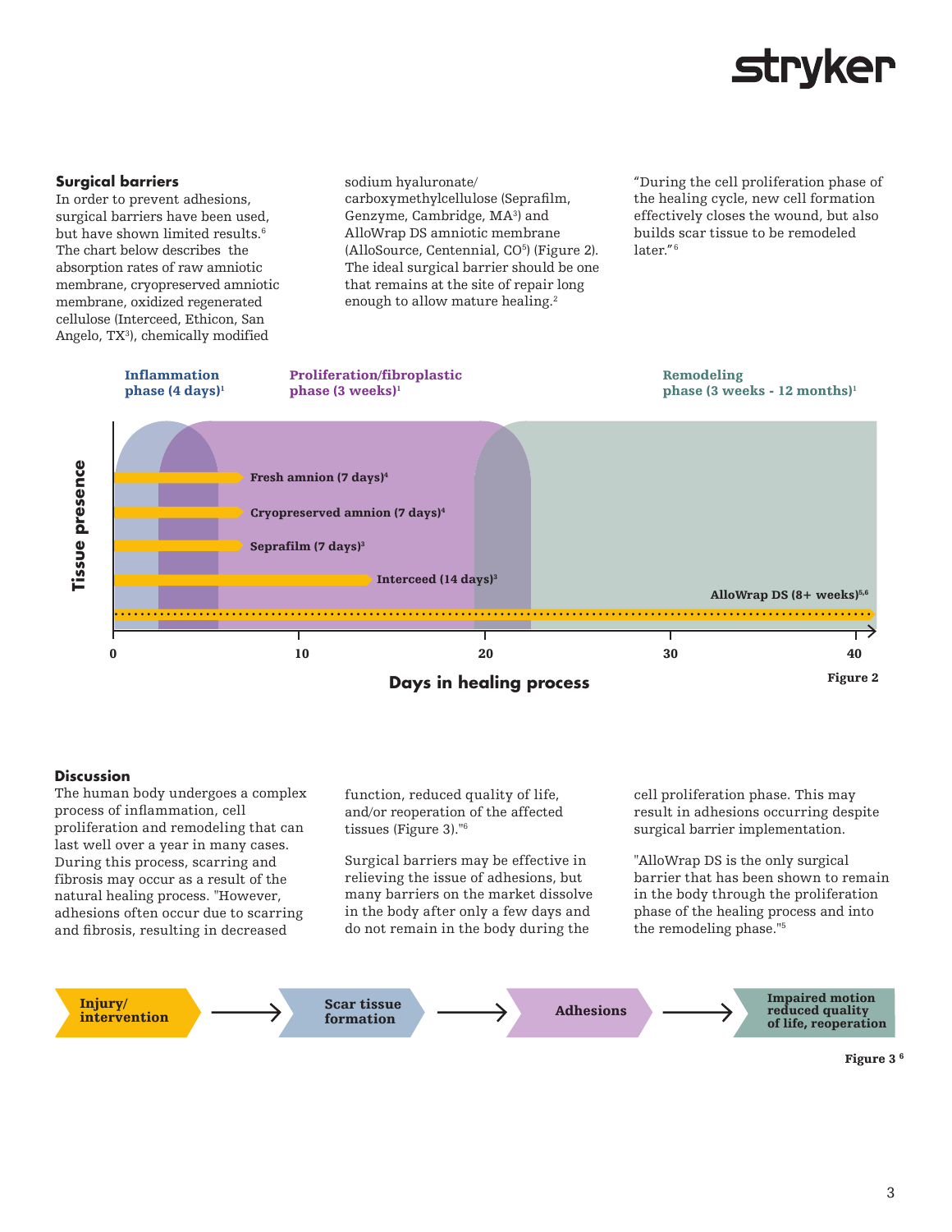### Surgical barriers

In order to prevent adhesions, surgical barriers have been used, but have shown limited results.[6] The chart below describes the absorption rates of raw amniotic membrane, cryopreserved amniotic membrane, oxidized regenerated cellulose (Interceed, Ethicon, San Angelo, TX[3]), chemically modified sodium hyaluronate/carboxymethylcellulose (Seprafilm, Genzyme, Cambridge, MA[3]) and AlloWrap DS amniotic membrane (AlloSource, Centennial, CO[5]) (Figure 2). The ideal surgical barrier should be one that remains at the site of repair long enough to allow mature healing.[2]

"During the cell proliferation phase of the healing cycle, new cell formation effectively closes the wound, but also builds scar tissue to be remodeled later."[6]

Inflammation phase (4 days)[1]

Proliferation/fibroplastic phase (3 weeks)[1]

Remodeling phase (3 weeks - 12 months)[1]

Fresh amnion (7 days)[4]

Cryopreserved amnion (7 days)[4]

Seprafilm (7 days)[3]

Interceed (14 days)[3]

AlloWrap DS (8+ weeks)[5,6]

Tissue presence

0 10 20 30 40

Days in healing process

Figure 2

### Discussion

The human body undergoes a complex process of inflammation, cell proliferation and remodeling that can last well over a year in many cases. During this process, scarring and fibrosis may occur as a result of the natural healing process. "However, adhesions often occur due to scarring and fibrosis, resulting in decreased function, reduced quality of life, and/or reoperation of the affected tissues (Figure 3)."[6]

Surgical barriers may be effective in relieving the issue of adhesions, but many barriers on the market dissolve in the body after only a few days and do not remain in the body during the cell proliferation phase. This may result in adhesions occurring despite surgical barrier implementation.

"AlloWrap DS is the only surgical barrier that has been shown to remain in the body through the proliferation phase of the healing process and into the remodeling phase."[5]

Injury/intervention → Scar tissue formation → Adhesions → Impaired motion reduced quality of life, reoperation

Figure 3 [6]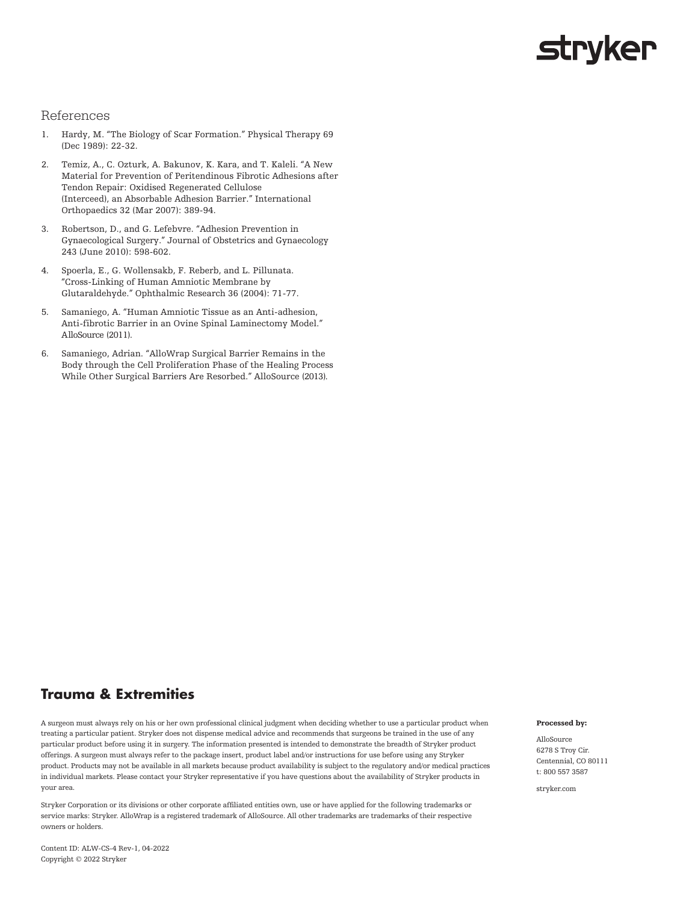stryker

## References

1. Hardy, M. "The Biology of Scar Formation." Physical Therapy 69 (Dec 1989): 22-32.
2. Temiz, A., C. Ozturk, A. Bakunov, K. Kara, and T. Kaleli. "A New Material for Prevention of Peritendinous Fibrotic Adhesions after Tendon Repair: Oxidised Regenerated Cellulose (Interceed), an Absorbable Adhesion Barrier." International Orthopaedics 32 (Mar 2007): 389-94.
3. Robertson, D., and G. Lefebvre. "Adhesion Prevention in Gynaecological Surgery." Journal of Obstetrics and Gynaecology 243 (June 2010): 598-602.
4. Spoerla, E., G. Wollensakb, F. Reberb, and L. Pillunata. "Cross-Linking of Human Amniotic Membrane by Glutaraldehyde." Ophthalmic Research 36 (2004): 71-77.
5. Samaniego, A. "Human Amniotic Tissue as an Anti-adhesion, Anti-fibrotic Barrier in an Ovine Spinal Laminectomy Model." AlloSource (2011).
6. Samaniego, Adrian. "AlloWrap Surgical Barrier Remains in the Body through the Cell Proliferation Phase of the Healing Process While Other Surgical Barriers Are Resorbed." AlloSource (2013).

## Trauma & Extremities

A surgeon must always rely on his or her own professional clinical judgment when deciding whether to use a particular product when treating a particular patient. Stryker does not dispense medical advice and recommends that surgeons be trained in the use of any particular product before using it in surgery. The information presented is intended to demonstrate the breadth of Stryker product offerings. A surgeon must always refer to the package insert, product label and/or instructions for use before using any Stryker product. Products may not be available in all markets because product availability is subject to the regulatory and/or medical practices in individual markets. Please contact your Stryker representative if you have questions about the availability of Stryker products in your area.

Stryker Corporation or its divisions or other corporate affiliated entities own, use or have applied for the following trademarks or service marks: Stryker. AlloWrap is a registered trademark of AlloSource. All other trademarks are trademarks of their respective owners or holders.

Content ID: ALW-CS-4 Rev-1, 04-2022
Copyright © 2022 Stryker

**Processed by:**

AlloSource
6278 S Troy Cir.
Centennial, CO 80111
t: 800 557 3587

stryker.com